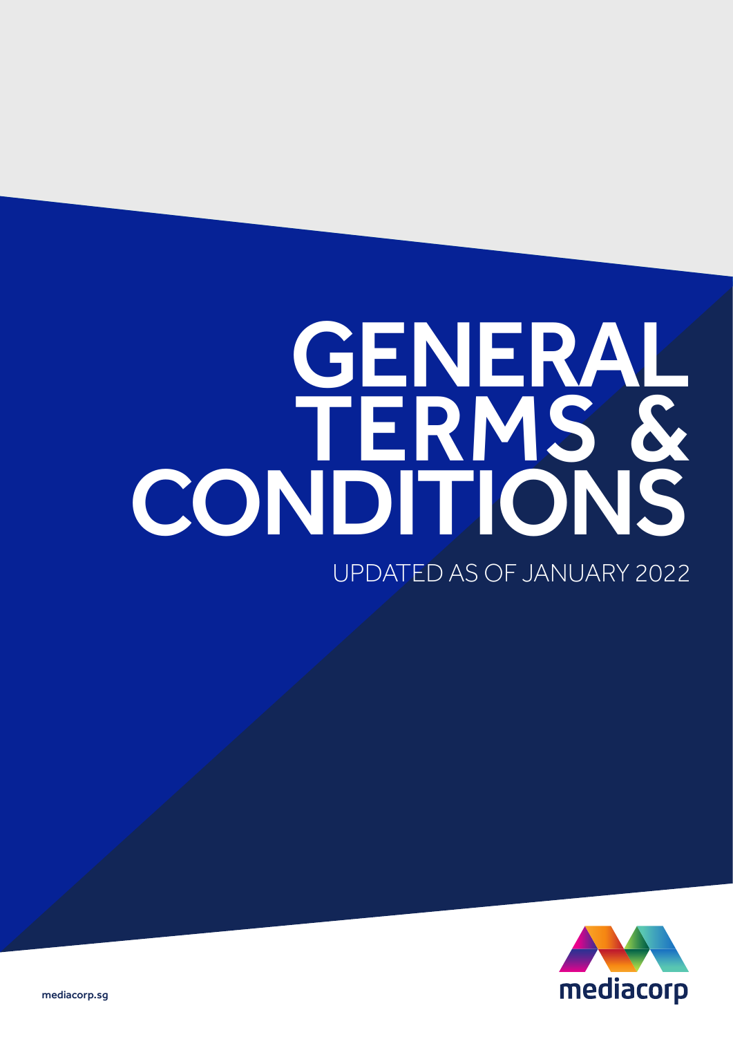# GENERAL TERMS & CONDITIONS

UPDATED AS OF JANUARY 2022

mediacorp

mediacorp.sg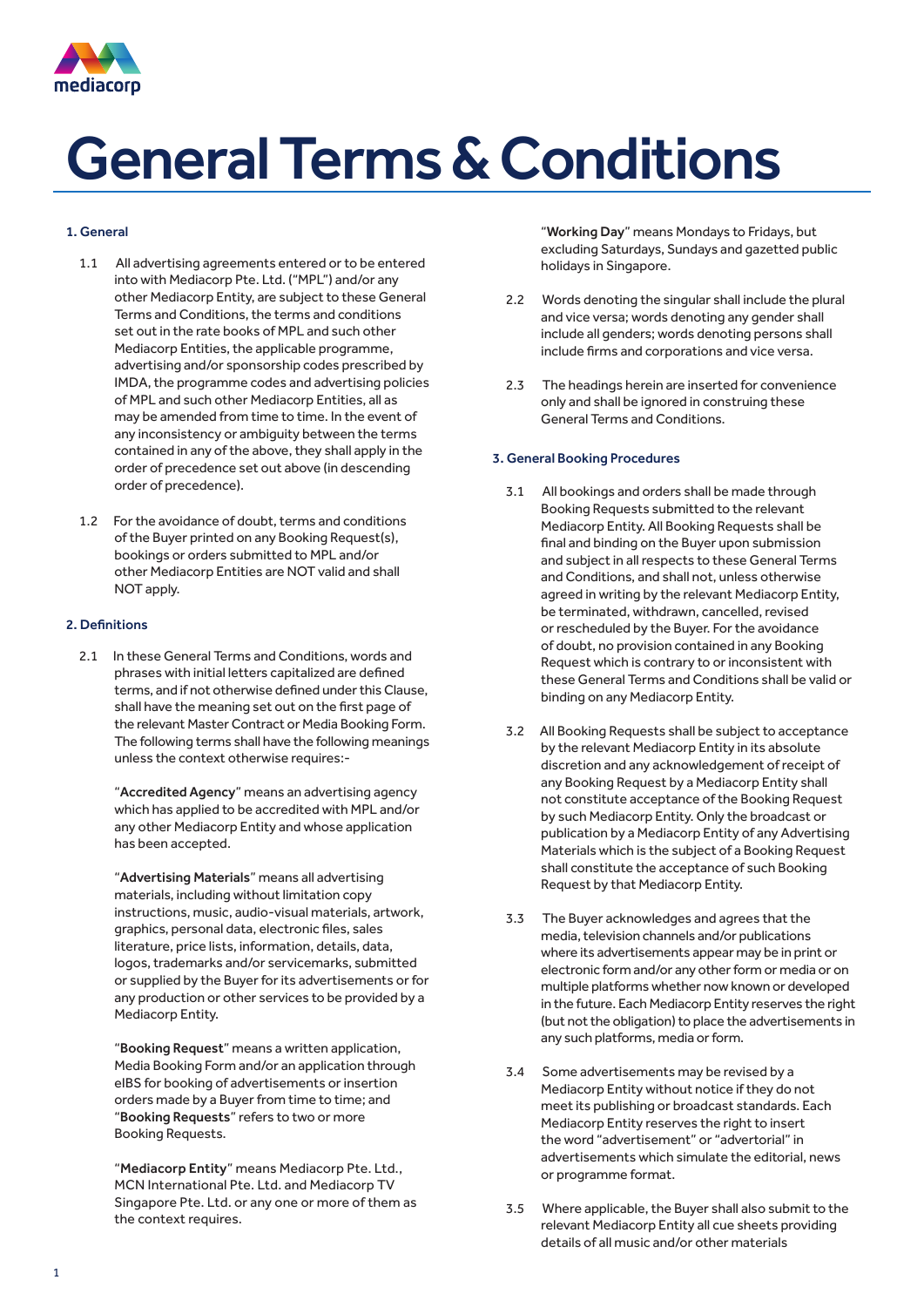# General Terms & Conditions

## 1. General

1.1 All advertising agreements entered or to be entered into with Mediacorp Pte. Ltd. ("MPL") and/or any other Mediacorp Entity, are subject to these General Terms and Conditions, the terms and conditions set out in the rate books of MPL and such other Mediacorp Entities, the applicable programme, advertising and/or sponsorship codes prescribed by IMDA, the programme codes and advertising policies of MPL and such other Mediacorp Entities, all as may be amended from time to time. In the event of any inconsistency or ambiguity between the terms contained in any of the above, they shall apply in the order of precedence set out above (in descending order of precedence).

1.2 For the avoidance of doubt, terms and conditions of the Buyer printed on any Booking Request(s), bookings or orders submitted to MPL and/or other Mediacorp Entities are NOT valid and shall NOT apply.

## 2. Definitions

2.1 In these General Terms and Conditions, words and phrases with initial letters capitalized are defined terms, and if not otherwise defined under this Clause, shall have the meaning set out on the first page of the relevant Master Contract or Media Booking Form. The following terms shall have the following meanings unless the context otherwise requires:-

"**Accredited Agency**" means an advertising agency which has applied to be accredited with MPL and/or any other Mediacorp Entity and whose application has been accepted.

"**Advertising Materials**" means all advertising materials, including without limitation copy instructions, music, audio-visual materials, artwork, graphics, personal data, electronic files, sales literature, price lists, information, details, data, logos, trademarks and/or servicemarks, submitted or supplied by the Buyer for its advertisements or for any production or other services to be provided by a Mediacorp Entity.

"**Booking Request**" means a written application, Media Booking Form and/or an application through eIBS for booking of advertisements or insertion orders made by a Buyer from time to time; and "**Booking Requests**" refers to two or more Booking Requests.

"**Mediacorp Entity**" means Mediacorp Pte. Ltd., MCN International Pte. Ltd. and Mediacorp TV Singapore Pte. Ltd. or any one or more of them as the context requires.

"**Working Day**" means Mondays to Fridays, but excluding Saturdays, Sundays and gazetted public holidays in Singapore.

2.2 Words denoting the singular shall include the plural and vice versa; words denoting any gender shall include all genders; words denoting persons shall include firms and corporations and vice versa.

2.3 The headings herein are inserted for convenience only and shall be ignored in construing these General Terms and Conditions.

## 3. General Booking Procedures

3.1 All bookings and orders shall be made through Booking Requests submitted to the relevant Mediacorp Entity. All Booking Requests shall be final and binding on the Buyer upon submission and subject in all respects to these General Terms and Conditions, and shall not, unless otherwise agreed in writing by the relevant Mediacorp Entity, be terminated, withdrawn, cancelled, revised or rescheduled by the Buyer. For the avoidance of doubt, no provision contained in any Booking Request which is contrary to or inconsistent with these General Terms and Conditions shall be valid or binding on any Mediacorp Entity.

3.2 All Booking Requests shall be subject to acceptance by the relevant Mediacorp Entity in its absolute discretion and any acknowledgement of receipt of any Booking Request by a Mediacorp Entity shall not constitute acceptance of the Booking Request by such Mediacorp Entity. Only the broadcast or publication by a Mediacorp Entity of any Advertising Materials which is the subject of a Booking Request shall constitute the acceptance of such Booking Request by that Mediacorp Entity.

3.3 The Buyer acknowledges and agrees that the media, television channels and/or publications where its advertisements appear may be in print or electronic form and/or any other form or media or on multiple platforms whether now known or developed in the future. Each Mediacorp Entity reserves the right (but not the obligation) to place the advertisements in any such platforms, media or form.

3.4 Some advertisements may be revised by a Mediacorp Entity without notice if they do not meet its publishing or broadcast standards. Each Mediacorp Entity reserves the right to insert the word "advertisement" or "advertorial" in advertisements which simulate the editorial, news or programme format.

3.5 Where applicable, the Buyer shall also submit to the relevant Mediacorp Entity all cue sheets providing details of all music and/or other materials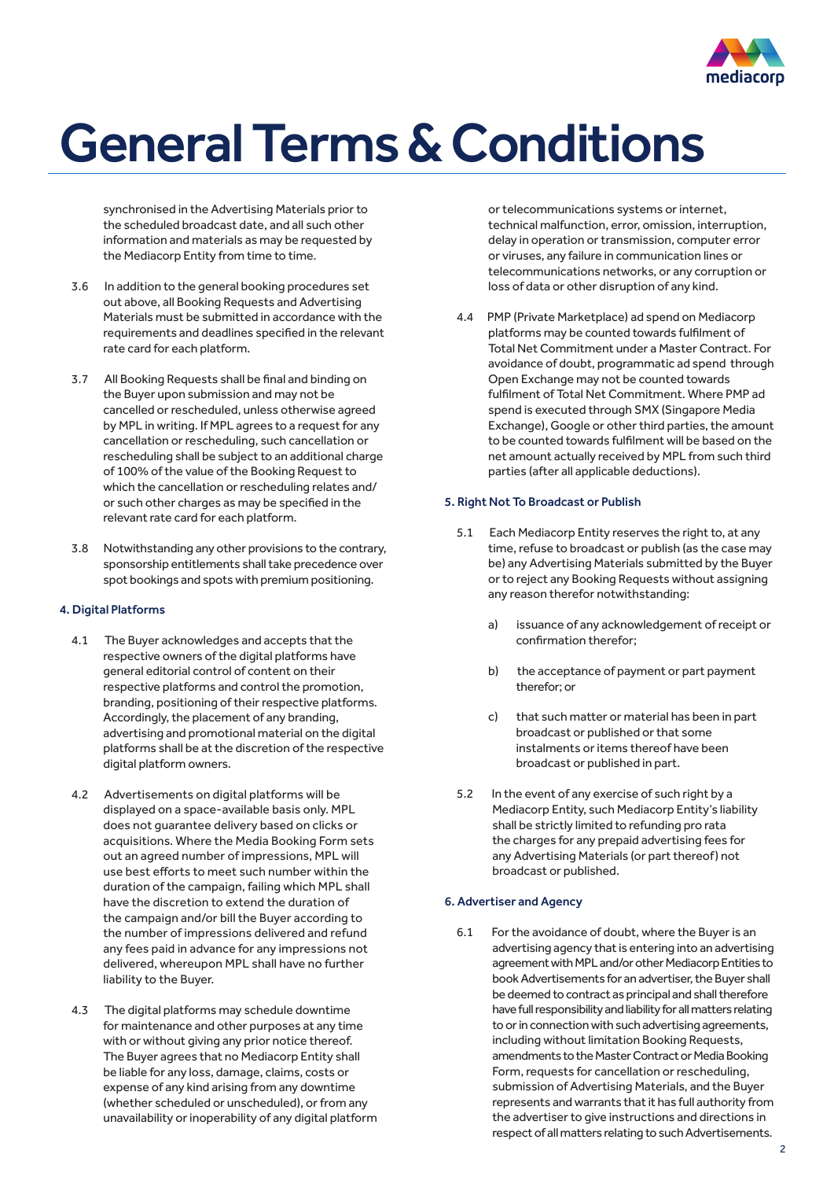# General Terms & Conditions

synchronised in the Advertising Materials prior to the scheduled broadcast date, and all such other information and materials as may be requested by the Mediacorp Entity from time to time.

3.6 In addition to the general booking procedures set out above, all Booking Requests and Advertising Materials must be submitted in accordance with the requirements and deadlines specified in the relevant rate card for each platform.

3.7 All Booking Requests shall be final and binding on the Buyer upon submission and may not be cancelled or rescheduled, unless otherwise agreed by MPL in writing. If MPL agrees to a request for any cancellation or rescheduling, such cancellation or rescheduling shall be subject to an additional charge of 100% of the value of the Booking Request to which the cancellation or rescheduling relates and/or such other charges as may be specified in the relevant rate card for each platform.

3.8 Notwithstanding any other provisions to the contrary, sponsorship entitlements shall take precedence over spot bookings and spots with premium positioning.

#### 4. Digital Platforms

4.1 The Buyer acknowledges and accepts that the respective owners of the digital platforms have general editorial control of content on their respective platforms and control the promotion, branding, positioning of their respective platforms. Accordingly, the placement of any branding, advertising and promotional material on the digital platforms shall be at the discretion of the respective digital platform owners.

4.2 Advertisements on digital platforms will be displayed on a space-available basis only. MPL does not guarantee delivery based on clicks or acquisitions. Where the Media Booking Form sets out an agreed number of impressions, MPL will use best efforts to meet such number within the duration of the campaign, failing which MPL shall have the discretion to extend the duration of the campaign and/or bill the Buyer according to the number of impressions delivered and refund any fees paid in advance for any impressions not delivered, whereupon MPL shall have no further liability to the Buyer.

4.3 The digital platforms may schedule downtime for maintenance and other purposes at any time with or without giving any prior notice thereof. The Buyer agrees that no Mediacorp Entity shall be liable for any loss, damage, claims, costs or expense of any kind arising from any downtime (whether scheduled or unscheduled), or from any unavailability or inoperability of any digital platform or telecommunications systems or internet, technical malfunction, error, omission, interruption, delay in operation or transmission, computer error or viruses, any failure in communication lines or telecommunications networks, or any corruption or loss of data or other disruption of any kind.

4.4 PMP (Private Marketplace) ad spend on Mediacorp platforms may be counted towards fulfilment of Total Net Commitment under a Master Contract. For avoidance of doubt, programmatic ad spend through Open Exchange may not be counted towards fulfilment of Total Net Commitment. Where PMP ad spend is executed through SMX (Singapore Media Exchange), Google or other third parties, the amount to be counted towards fulfilment will be based on the net amount actually received by MPL from such third parties (after all applicable deductions).

#### 5. Right Not To Broadcast or Publish

5.1 Each Mediacorp Entity reserves the right to, at any time, refuse to broadcast or publish (as the case may be) any Advertising Materials submitted by the Buyer or to reject any Booking Requests without assigning any reason therefor notwithstanding:

a) issuance of any acknowledgement of receipt or confirmation therefor;

b) the acceptance of payment or part payment therefor; or

c) that such matter or material has been in part broadcast or published or that some instalments or items thereof have been broadcast or published in part.

5.2 In the event of any exercise of such right by a Mediacorp Entity, such Mediacorp Entity's liability shall be strictly limited to refunding pro rata the charges for any prepaid advertising fees for any Advertising Materials (or part thereof) not broadcast or published.

#### 6. Advertiser and Agency

6.1 For the avoidance of doubt, where the Buyer is an advertising agency that is entering into an advertising agreement with MPL and/or other Mediacorp Entities to book Advertisements for an advertiser, the Buyer shall be deemed to contract as principal and shall therefore have full responsibility and liability for all matters relating to or in connection with such advertising agreements, including without limitation Booking Requests, amendments to the Master Contract or Media Booking Form, requests for cancellation or rescheduling, submission of Advertising Materials, and the Buyer represents and warrants that it has full authority from the advertiser to give instructions and directions in respect of all matters relating to such Advertisements.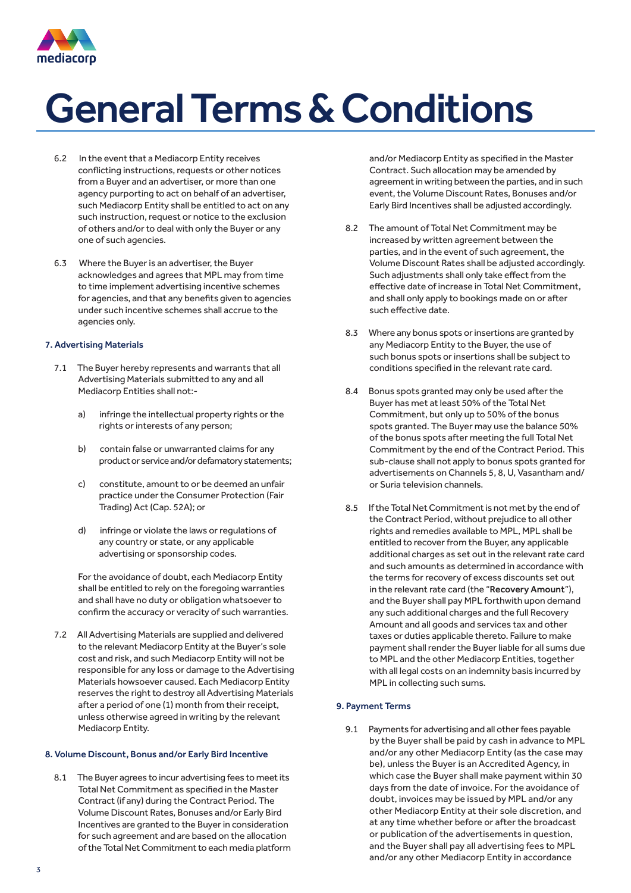# General Terms & Conditions

6.2 In the event that a Mediacorp Entity receives conflicting instructions, requests or other notices from a Buyer and an advertiser, or more than one agency purporting to act on behalf of an advertiser, such Mediacorp Entity shall be entitled to act on any such instruction, request or notice to the exclusion of others and/or to deal with only the Buyer or any one of such agencies.

6.3 Where the Buyer is an advertiser, the Buyer acknowledges and agrees that MPL may from time to time implement advertising incentive schemes for agencies, and that any benefits given to agencies under such incentive schemes shall accrue to the agencies only.

### 7. Advertising Materials

7.1 The Buyer hereby represents and warrants that all Advertising Materials submitted to any and all Mediacorp Entities shall not:-

a) infringe the intellectual property rights or the rights or interests of any person;

b) contain false or unwarranted claims for any product or service and/or defamatory statements;

c) constitute, amount to or be deemed an unfair practice under the Consumer Protection (Fair Trading) Act (Cap. 52A); or

d) infringe or violate the laws or regulations of any country or state, or any applicable advertising or sponsorship codes.

For the avoidance of doubt, each Mediacorp Entity shall be entitled to rely on the foregoing warranties and shall have no duty or obligation whatsoever to confirm the accuracy or veracity of such warranties.

7.2 All Advertising Materials are supplied and delivered to the relevant Mediacorp Entity at the Buyer's sole cost and risk, and such Mediacorp Entity will not be responsible for any loss or damage to the Advertising Materials howsoever caused. Each Mediacorp Entity reserves the right to destroy all Advertising Materials after a period of one (1) month from their receipt, unless otherwise agreed in writing by the relevant Mediacorp Entity.

### 8. Volume Discount, Bonus and/or Early Bird Incentive

8.1 The Buyer agrees to incur advertising fees to meet its Total Net Commitment as specified in the Master Contract (if any) during the Contract Period. The Volume Discount Rates, Bonuses and/or Early Bird Incentives are granted to the Buyer in consideration for such agreement and are based on the allocation of the Total Net Commitment to each media platform and/or Mediacorp Entity as specified in the Master Contract. Such allocation may be amended by agreement in writing between the parties, and in such event, the Volume Discount Rates, Bonuses and/or Early Bird Incentives shall be adjusted accordingly.

8.2 The amount of Total Net Commitment may be increased by written agreement between the parties, and in the event of such agreement, the Volume Discount Rates shall be adjusted accordingly. Such adjustments shall only take effect from the effective date of increase in Total Net Commitment, and shall only apply to bookings made on or after such effective date.

8.3 Where any bonus spots or insertions are granted by any Mediacorp Entity to the Buyer, the use of such bonus spots or insertions shall be subject to conditions specified in the relevant rate card.

8.4 Bonus spots granted may only be used after the Buyer has met at least 50% of the Total Net Commitment, but only up to 50% of the bonus spots granted. The Buyer may use the balance 50% of the bonus spots after meeting the full Total Net Commitment by the end of the Contract Period. This sub-clause shall not apply to bonus spots granted for advertisements on Channels 5, 8, U, Vasantham and/or Suria television channels.

8.5 If the Total Net Commitment is not met by the end of the Contract Period, without prejudice to all other rights and remedies available to MPL, MPL shall be entitled to recover from the Buyer, any applicable additional charges as set out in the relevant rate card and such amounts as determined in accordance with the terms for recovery of excess discounts set out in the relevant rate card (the "**Recovery Amount**"), and the Buyer shall pay MPL forthwith upon demand any such additional charges and the full Recovery Amount and all goods and services tax and other taxes or duties applicable thereto. Failure to make payment shall render the Buyer liable for all sums due to MPL and the other Mediacorp Entities, together with all legal costs on an indemnity basis incurred by MPL in collecting such sums.

### 9. Payment Terms

9.1 Payments for advertising and all other fees payable by the Buyer shall be paid by cash in advance to MPL and/or any other Mediacorp Entity (as the case may be), unless the Buyer is an Accredited Agency, in which case the Buyer shall make payment within 30 days from the date of invoice. For the avoidance of doubt, invoices may be issued by MPL and/or any other Mediacorp Entity at their sole discretion, and at any time whether before or after the broadcast or publication of the advertisements in question, and the Buyer shall pay all advertising fees to MPL and/or any other Mediacorp Entity in accordance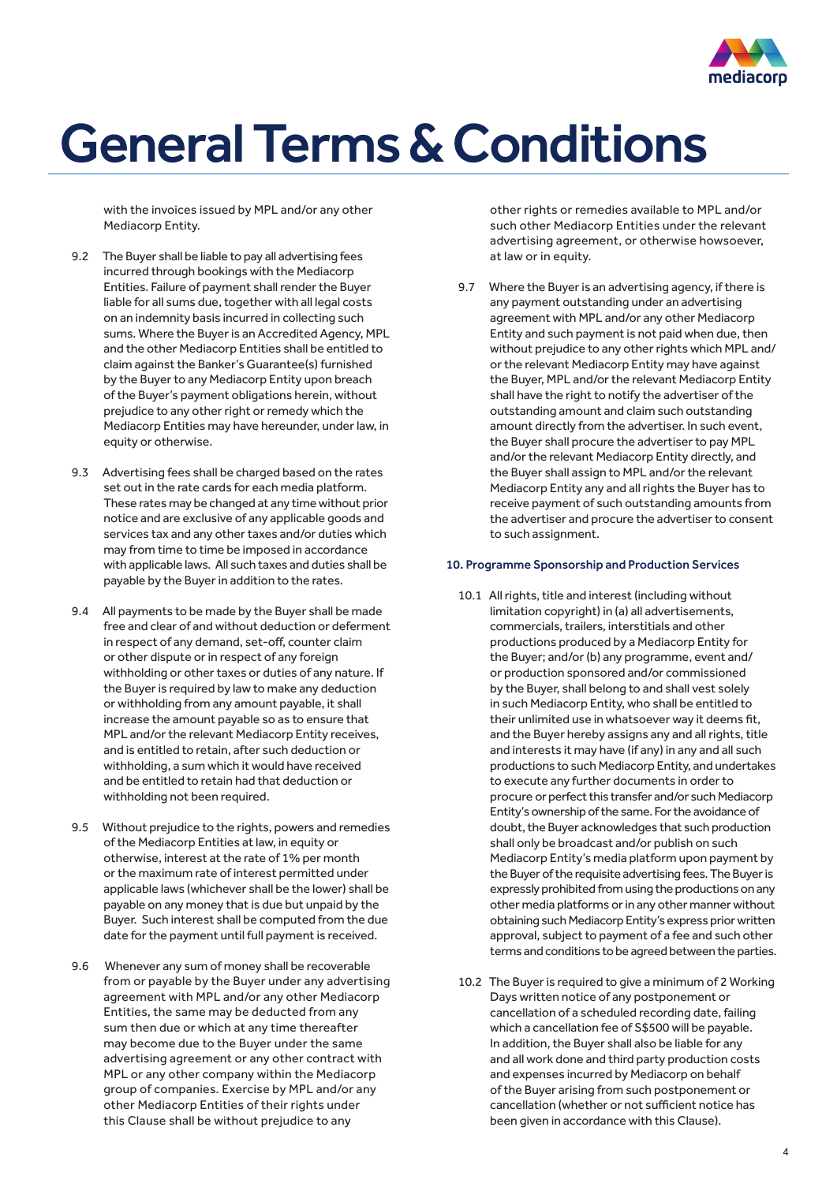# General Terms & Conditions

with the invoices issued by MPL and/or any other Mediacorp Entity.

9.2 The Buyer shall be liable to pay all advertising fees incurred through bookings with the Mediacorp Entities. Failure of payment shall render the Buyer liable for all sums due, together with all legal costs on an indemnity basis incurred in collecting such sums. Where the Buyer is an Accredited Agency, MPL and the other Mediacorp Entities shall be entitled to claim against the Banker's Guarantee(s) furnished by the Buyer to any Mediacorp Entity upon breach of the Buyer's payment obligations herein, without prejudice to any other right or remedy which the Mediacorp Entities may have hereunder, under law, in equity or otherwise.

9.3 Advertising fees shall be charged based on the rates set out in the rate cards for each media platform. These rates may be changed at any time without prior notice and are exclusive of any applicable goods and services tax and any other taxes and/or duties which may from time to time be imposed in accordance with applicable laws. All such taxes and duties shall be payable by the Buyer in addition to the rates.

9.4 All payments to be made by the Buyer shall be made free and clear of and without deduction or deferment in respect of any demand, set-off, counter claim or other dispute or in respect of any foreign withholding or other taxes or duties of any nature. If the Buyer is required by law to make any deduction or withholding from any amount payable, it shall increase the amount payable so as to ensure that MPL and/or the relevant Mediacorp Entity receives, and is entitled to retain, after such deduction or withholding, a sum which it would have received and be entitled to retain had that deduction or withholding not been required.

9.5 Without prejudice to the rights, powers and remedies of the Mediacorp Entities at law, in equity or otherwise, interest at the rate of 1% per month or the maximum rate of interest permitted under applicable laws (whichever shall be the lower) shall be payable on any money that is due but unpaid by the Buyer. Such interest shall be computed from the due date for the payment until full payment is received.

9.6 Whenever any sum of money shall be recoverable from or payable by the Buyer under any advertising agreement with MPL and/or any other Mediacorp Entities, the same may be deducted from any sum then due or which at any time thereafter may become due to the Buyer under the same advertising agreement or any other contract with MPL or any other company within the Mediacorp group of companies. Exercise by MPL and/or any other Mediacorp Entities of their rights under this Clause shall be without prejudice to any other rights or remedies available to MPL and/or such other Mediacorp Entities under the relevant advertising agreement, or otherwise howsoever, at law or in equity.

9.7 Where the Buyer is an advertising agency, if there is any payment outstanding under an advertising agreement with MPL and/or any other Mediacorp Entity and such payment is not paid when due, then without prejudice to any other rights which MPL and/or the relevant Mediacorp Entity may have against the Buyer, MPL and/or the relevant Mediacorp Entity shall have the right to notify the advertiser of the outstanding amount and claim such outstanding amount directly from the advertiser. In such event, the Buyer shall procure the advertiser to pay MPL and/or the relevant Mediacorp Entity directly, and the Buyer shall assign to MPL and/or the relevant Mediacorp Entity any and all rights the Buyer has to receive payment of such outstanding amounts from the advertiser and procure the advertiser to consent to such assignment.

#### 10. Programme Sponsorship and Production Services

10.1 All rights, title and interest (including without limitation copyright) in (a) all advertisements, commercials, trailers, interstitials and other productions produced by a Mediacorp Entity for the Buyer; and/or (b) any programme, event and/or production sponsored and/or commissioned by the Buyer, shall belong to and shall vest solely in such Mediacorp Entity, who shall be entitled to their unlimited use in whatsoever way it deems fit, and the Buyer hereby assigns any and all rights, title and interests it may have (if any) in any and all such productions to such Mediacorp Entity, and undertakes to execute any further documents in order to procure or perfect this transfer and/or such Mediacorp Entity's ownership of the same. For the avoidance of doubt, the Buyer acknowledges that such production shall only be broadcast and/or publish on such Mediacorp Entity's media platform upon payment by the Buyer of the requisite advertising fees. The Buyer is expressly prohibited from using the productions on any other media platforms or in any other manner without obtaining such Mediacorp Entity's express prior written approval, subject to payment of a fee and such other terms and conditions to be agreed between the parties.

10.2 The Buyer is required to give a minimum of 2 Working Days written notice of any postponement or cancellation of a scheduled recording date, failing which a cancellation fee of S$500 will be payable. In addition, the Buyer shall also be liable for any and all work done and third party production costs and expenses incurred by Mediacorp on behalf of the Buyer arising from such postponement or cancellation (whether or not sufficient notice has been given in accordance with this Clause).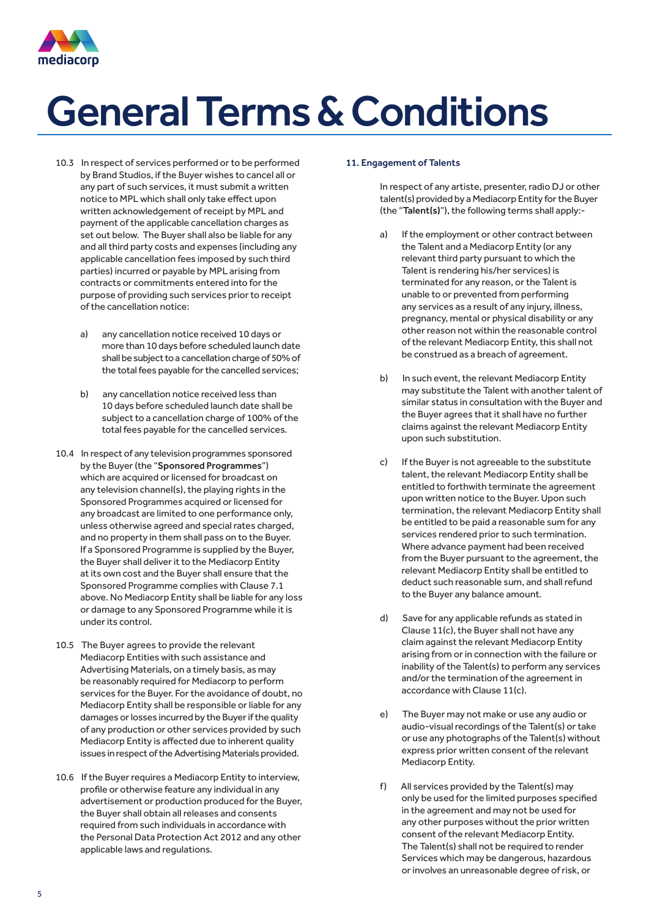# General Terms & Conditions

10.3 In respect of services performed or to be performed by Brand Studios, if the Buyer wishes to cancel all or any part of such services, it must submit a written notice to MPL which shall only take effect upon written acknowledgement of receipt by MPL and payment of the applicable cancellation charges as set out below. The Buyer shall also be liable for any and all third party costs and expenses (including any applicable cancellation fees imposed by such third parties) incurred or payable by MPL arising from contracts or commitments entered into for the purpose of providing such services prior to receipt of the cancellation notice:

a) any cancellation notice received 10 days or more than 10 days before scheduled launch date shall be subject to a cancellation charge of 50% of the total fees payable for the cancelled services;

b) any cancellation notice received less than 10 days before scheduled launch date shall be subject to a cancellation charge of 100% of the total fees payable for the cancelled services.

10.4 In respect of any television programmes sponsored by the Buyer (the "**Sponsored Programmes**") which are acquired or licensed for broadcast on any television channel(s), the playing rights in the Sponsored Programmes acquired or licensed for any broadcast are limited to one performance only, unless otherwise agreed and special rates charged, and no property in them shall pass on to the Buyer. If a Sponsored Programme is supplied by the Buyer, the Buyer shall deliver it to the Mediacorp Entity at its own cost and the Buyer shall ensure that the Sponsored Programme complies with Clause 7.1 above. No Mediacorp Entity shall be liable for any loss or damage to any Sponsored Programme while it is under its control.

10.5 The Buyer agrees to provide the relevant Mediacorp Entities with such assistance and Advertising Materials, on a timely basis, as may be reasonably required for Mediacorp to perform services for the Buyer. For the avoidance of doubt, no Mediacorp Entity shall be responsible or liable for any damages or losses incurred by the Buyer if the quality of any production or other services provided by such Mediacorp Entity is affected due to inherent quality issues in respect of the Advertising Materials provided.

10.6 If the Buyer requires a Mediacorp Entity to interview, profile or otherwise feature any individual in any advertisement or production produced for the Buyer, the Buyer shall obtain all releases and consents required from such individuals in accordance with the Personal Data Protection Act 2012 and any other applicable laws and regulations.

#### 11. Engagement of Talents

In respect of any artiste, presenter, radio DJ or other talent(s) provided by a Mediacorp Entity for the Buyer (the "**Talent(s)**"), the following terms shall apply:-

a) If the employment or other contract between the Talent and a Mediacorp Entity (or any relevant third party pursuant to which the Talent is rendering his/her services) is terminated for any reason, or the Talent is unable to or prevented from performing any services as a result of any injury, illness, pregnancy, mental or physical disability or any other reason not within the reasonable control of the relevant Mediacorp Entity, this shall not be construed as a breach of agreement.

b) In such event, the relevant Mediacorp Entity may substitute the Talent with another talent of similar status in consultation with the Buyer and the Buyer agrees that it shall have no further claims against the relevant Mediacorp Entity upon such substitution.

c) If the Buyer is not agreeable to the substitute talent, the relevant Mediacorp Entity shall be entitled to forthwith terminate the agreement upon written notice to the Buyer. Upon such termination, the relevant Mediacorp Entity shall be entitled to be paid a reasonable sum for any services rendered prior to such termination. Where advance payment had been received from the Buyer pursuant to the agreement, the relevant Mediacorp Entity shall be entitled to deduct such reasonable sum, and shall refund to the Buyer any balance amount.

d) Save for any applicable refunds as stated in Clause 11(c), the Buyer shall not have any claim against the relevant Mediacorp Entity arising from or in connection with the failure or inability of the Talent(s) to perform any services and/or the termination of the agreement in accordance with Clause 11(c).

e) The Buyer may not make or use any audio or audio-visual recordings of the Talent(s) or take or use any photographs of the Talent(s) without express prior written consent of the relevant Mediacorp Entity.

f) All services provided by the Talent(s) may only be used for the limited purposes specified in the agreement and may not be used for any other purposes without the prior written consent of the relevant Mediacorp Entity. The Talent(s) shall not be required to render Services which may be dangerous, hazardous or involves an unreasonable degree of risk, or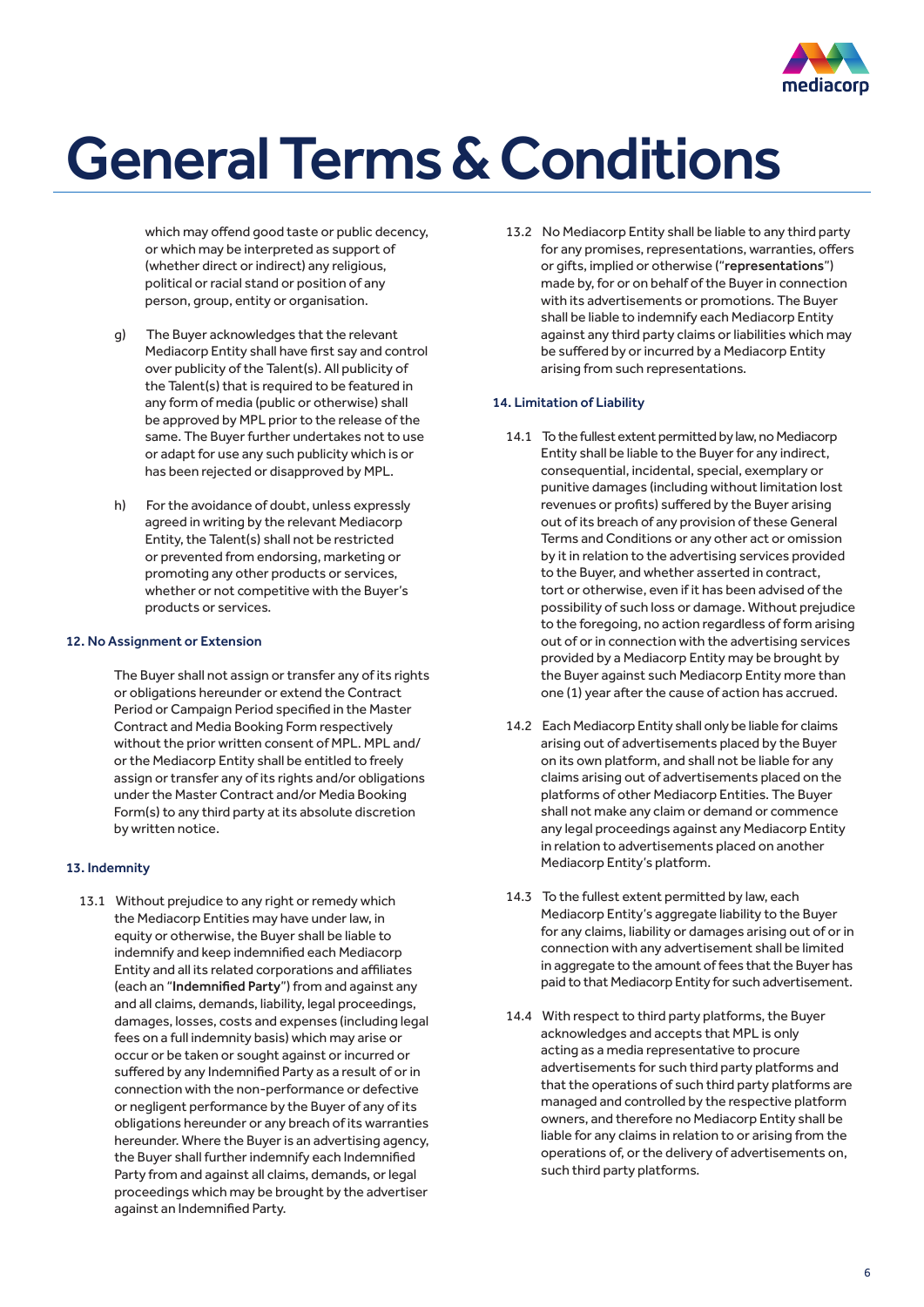# General Terms & Conditions

which may offend good taste or public decency, or which may be interpreted as support of (whether direct or indirect) any religious, political or racial stand or position of any person, group, entity or organisation.

g) The Buyer acknowledges that the relevant Mediacorp Entity shall have first say and control over publicity of the Talent(s). All publicity of the Talent(s) that is required to be featured in any form of media (public or otherwise) shall be approved by MPL prior to the release of the same. The Buyer further undertakes not to use or adapt for use any such publicity which is or has been rejected or disapproved by MPL.

h) For the avoidance of doubt, unless expressly agreed in writing by the relevant Mediacorp Entity, the Talent(s) shall not be restricted or prevented from endorsing, marketing or promoting any other products or services, whether or not competitive with the Buyer's products or services.

#### 12. No Assignment or Extension

The Buyer shall not assign or transfer any of its rights or obligations hereunder or extend the Contract Period or Campaign Period specified in the Master Contract and Media Booking Form respectively without the prior written consent of MPL. MPL and/or the Mediacorp Entity shall be entitled to freely assign or transfer any of its rights and/or obligations under the Master Contract and/or Media Booking Form(s) to any third party at its absolute discretion by written notice.

#### 13. Indemnity

13.1 Without prejudice to any right or remedy which the Mediacorp Entities may have under law, in equity or otherwise, the Buyer shall be liable to indemnify and keep indemnified each Mediacorp Entity and all its related corporations and affiliates (each an "**Indemnified Party**") from and against any and all claims, demands, liability, legal proceedings, damages, losses, costs and expenses (including legal fees on a full indemnity basis) which may arise or occur or be taken or sought against or incurred or suffered by any Indemnified Party as a result of or in connection with the non-performance or defective or negligent performance by the Buyer of any of its obligations hereunder or any breach of its warranties hereunder. Where the Buyer is an advertising agency, the Buyer shall further indemnify each Indemnified Party from and against all claims, demands, or legal proceedings which may be brought by the advertiser against an Indemnified Party.

13.2 No Mediacorp Entity shall be liable to any third party for any promises, representations, warranties, offers or gifts, implied or otherwise ("**representations**") made by, for or on behalf of the Buyer in connection with its advertisements or promotions. The Buyer shall be liable to indemnify each Mediacorp Entity against any third party claims or liabilities which may be suffered by or incurred by a Mediacorp Entity arising from such representations.

#### 14. Limitation of Liability

14.1 To the fullest extent permitted by law, no Mediacorp Entity shall be liable to the Buyer for any indirect, consequential, incidental, special, exemplary or punitive damages (including without limitation lost revenues or profits) suffered by the Buyer arising out of its breach of any provision of these General Terms and Conditions or any other act or omission by it in relation to the advertising services provided to the Buyer, and whether asserted in contract, tort or otherwise, even if it has been advised of the possibility of such loss or damage. Without prejudice to the foregoing, no action regardless of form arising out of or in connection with the advertising services provided by a Mediacorp Entity may be brought by the Buyer against such Mediacorp Entity more than one (1) year after the cause of action has accrued.

14.2 Each Mediacorp Entity shall only be liable for claims arising out of advertisements placed by the Buyer on its own platform, and shall not be liable for any claims arising out of advertisements placed on the platforms of other Mediacorp Entities. The Buyer shall not make any claim or demand or commence any legal proceedings against any Mediacorp Entity in relation to advertisements placed on another Mediacorp Entity's platform.

14.3 To the fullest extent permitted by law, each Mediacorp Entity's aggregate liability to the Buyer for any claims, liability or damages arising out of or in connection with any advertisement shall be limited in aggregate to the amount of fees that the Buyer has paid to that Mediacorp Entity for such advertisement.

14.4 With respect to third party platforms, the Buyer acknowledges and accepts that MPL is only acting as a media representative to procure advertisements for such third party platforms and that the operations of such third party platforms are managed and controlled by the respective platform owners, and therefore no Mediacorp Entity shall be liable for any claims in relation to or arising from the operations of, or the delivery of advertisements on, such third party platforms.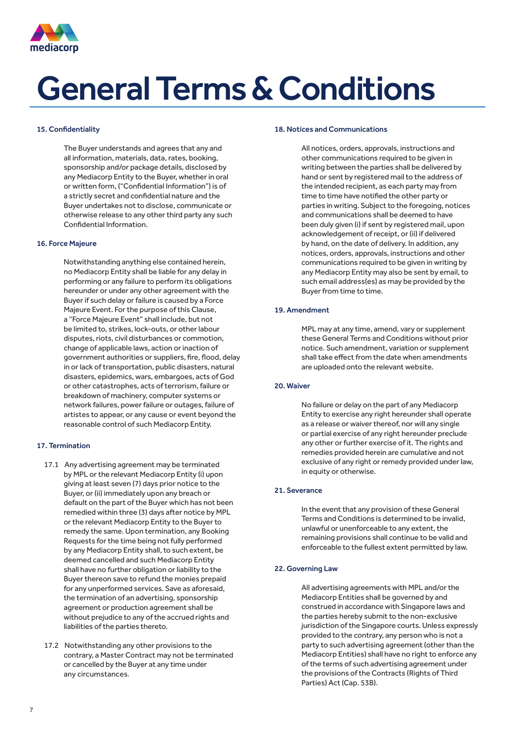# General Terms & Conditions

### 15. Confidentiality

The Buyer understands and agrees that any and all information, materials, data, rates, booking, sponsorship and/or package details, disclosed by any Mediacorp Entity to the Buyer, whether in oral or written form, ("Confidential Information") is of a strictly secret and confidential nature and the Buyer undertakes not to disclose, communicate or otherwise release to any other third party any such Confidential Information.

### 16. Force Majeure

Notwithstanding anything else contained herein, no Mediacorp Entity shall be liable for any delay in performing or any failure to perform its obligations hereunder or under any other agreement with the Buyer if such delay or failure is caused by a Force Majeure Event. For the purpose of this Clause, a "Force Majeure Event" shall include, but not be limited to, strikes, lock-outs, or other labour disputes, riots, civil disturbances or commotion, change of applicable laws, action or inaction of government authorities or suppliers, fire, flood, delay in or lack of transportation, public disasters, natural disasters, epidemics, wars, embargoes, acts of God or other catastrophes, acts of terrorism, failure or breakdown of machinery, computer systems or network failures, power failure or outages, failure of artistes to appear, or any cause or event beyond the reasonable control of such Mediacorp Entity.

### 17. Termination

17.1 Any advertising agreement may be terminated by MPL or the relevant Mediacorp Entity (i) upon giving at least seven (7) days prior notice to the Buyer, or (ii) immediately upon any breach or default on the part of the Buyer which has not been remedied within three (3) days after notice by MPL or the relevant Mediacorp Entity to the Buyer to remedy the same. Upon termination, any Booking Requests for the time being not fully performed by any Mediacorp Entity shall, to such extent, be deemed cancelled and such Mediacorp Entity shall have no further obligation or liability to the Buyer thereon save to refund the monies prepaid for any unperformed services. Save as aforesaid, the termination of an advertising, sponsorship agreement or production agreement shall be without prejudice to any of the accrued rights and liabilities of the parties thereto.

17.2 Notwithstanding any other provisions to the contrary, a Master Contract may not be terminated or cancelled by the Buyer at any time under any circumstances.

### 18. Notices and Communications

All notices, orders, approvals, instructions and other communications required to be given in writing between the parties shall be delivered by hand or sent by registered mail to the address of the intended recipient, as each party may from time to time have notified the other party or parties in writing. Subject to the foregoing, notices and communications shall be deemed to have been duly given (i) if sent by registered mail, upon acknowledgement of receipt, or (ii) if delivered by hand, on the date of delivery. In addition, any notices, orders, approvals, instructions and other communications required to be given in writing by any Mediacorp Entity may also be sent by email, to such email address(es) as may be provided by the Buyer from time to time.

### 19. Amendment

MPL may at any time, amend, vary or supplement these General Terms and Conditions without prior notice. Such amendment, variation or supplement shall take effect from the date when amendments are uploaded onto the relevant website.

### 20. Waiver

No failure or delay on the part of any Mediacorp Entity to exercise any right hereunder shall operate as a release or waiver thereof, nor will any single or partial exercise of any right hereunder preclude any other or further exercise of it. The rights and remedies provided herein are cumulative and not exclusive of any right or remedy provided under law, in equity or otherwise.

### 21. Severance

In the event that any provision of these General Terms and Conditions is determined to be invalid, unlawful or unenforceable to any extent, the remaining provisions shall continue to be valid and enforceable to the fullest extent permitted by law.

### 22. Governing Law

All advertising agreements with MPL and/or the Mediacorp Entities shall be governed by and construed in accordance with Singapore laws and the parties hereby submit to the non-exclusive jurisdiction of the Singapore courts. Unless expressly provided to the contrary, any person who is not a party to such advertising agreement (other than the Mediacorp Entities) shall have no right to enforce any of the terms of such advertising agreement under the provisions of the Contracts (Rights of Third Parties) Act (Cap. 53B).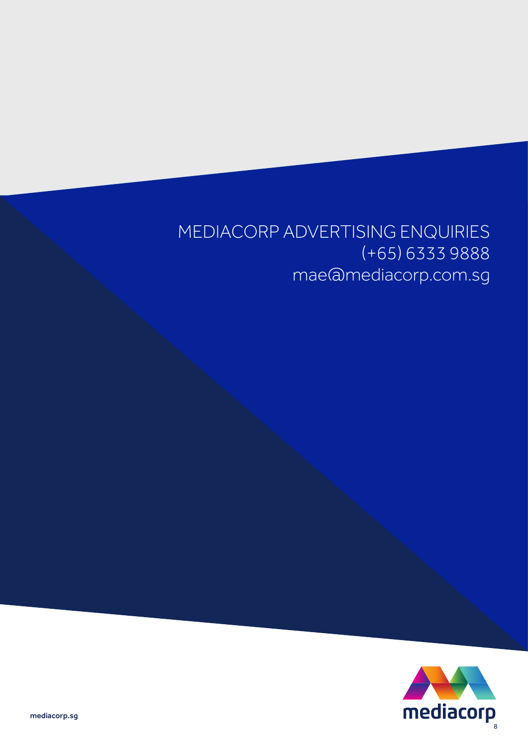MEDIACORP ADVERTISING ENQUIRIES
(+65) 6333 9888
mae@mediacorp.com.sg

mediacorp

mediacorp.sg